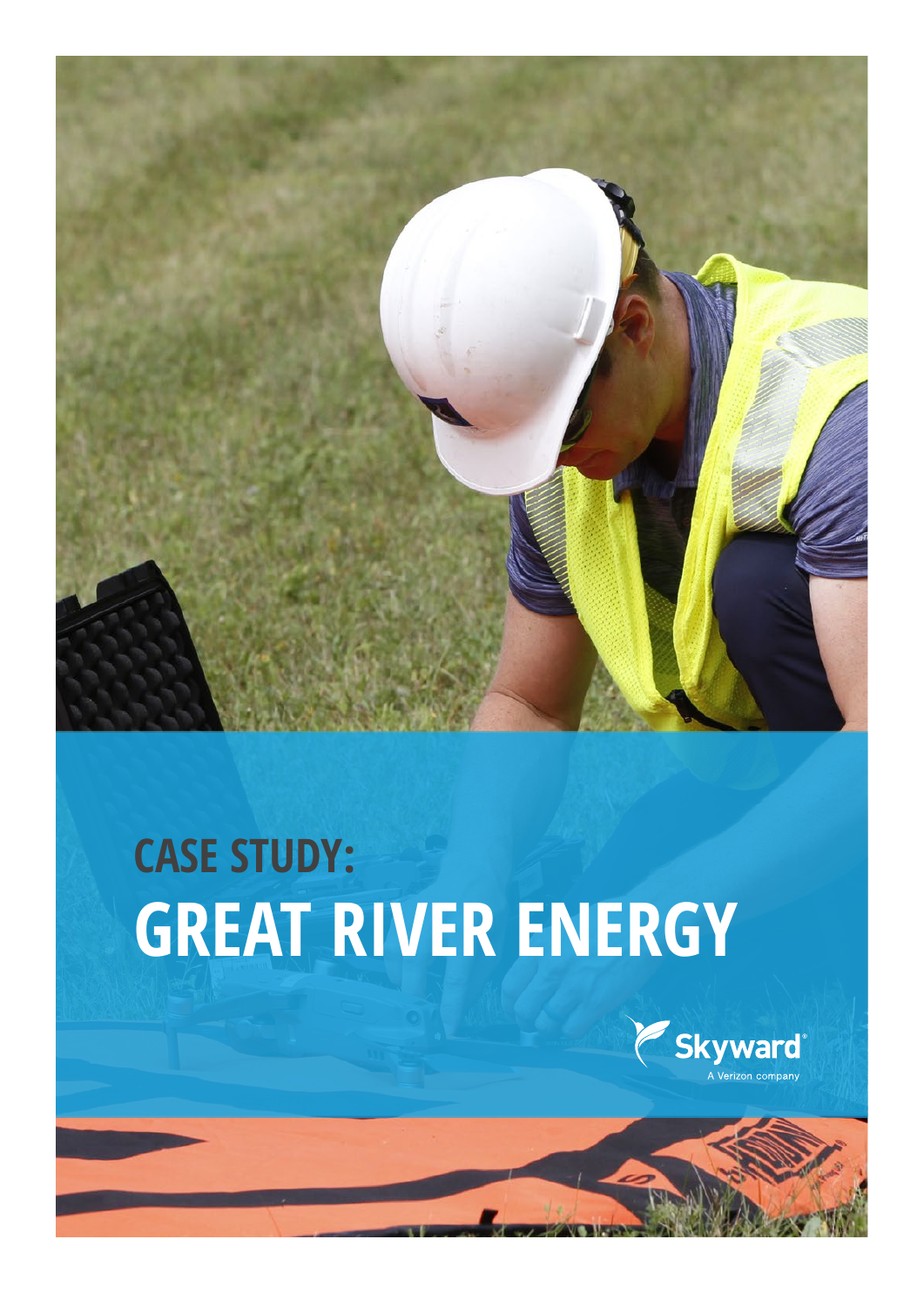# CASE STUDY:
# GREAT RIVER ENERGY

Skyward
A Verizon company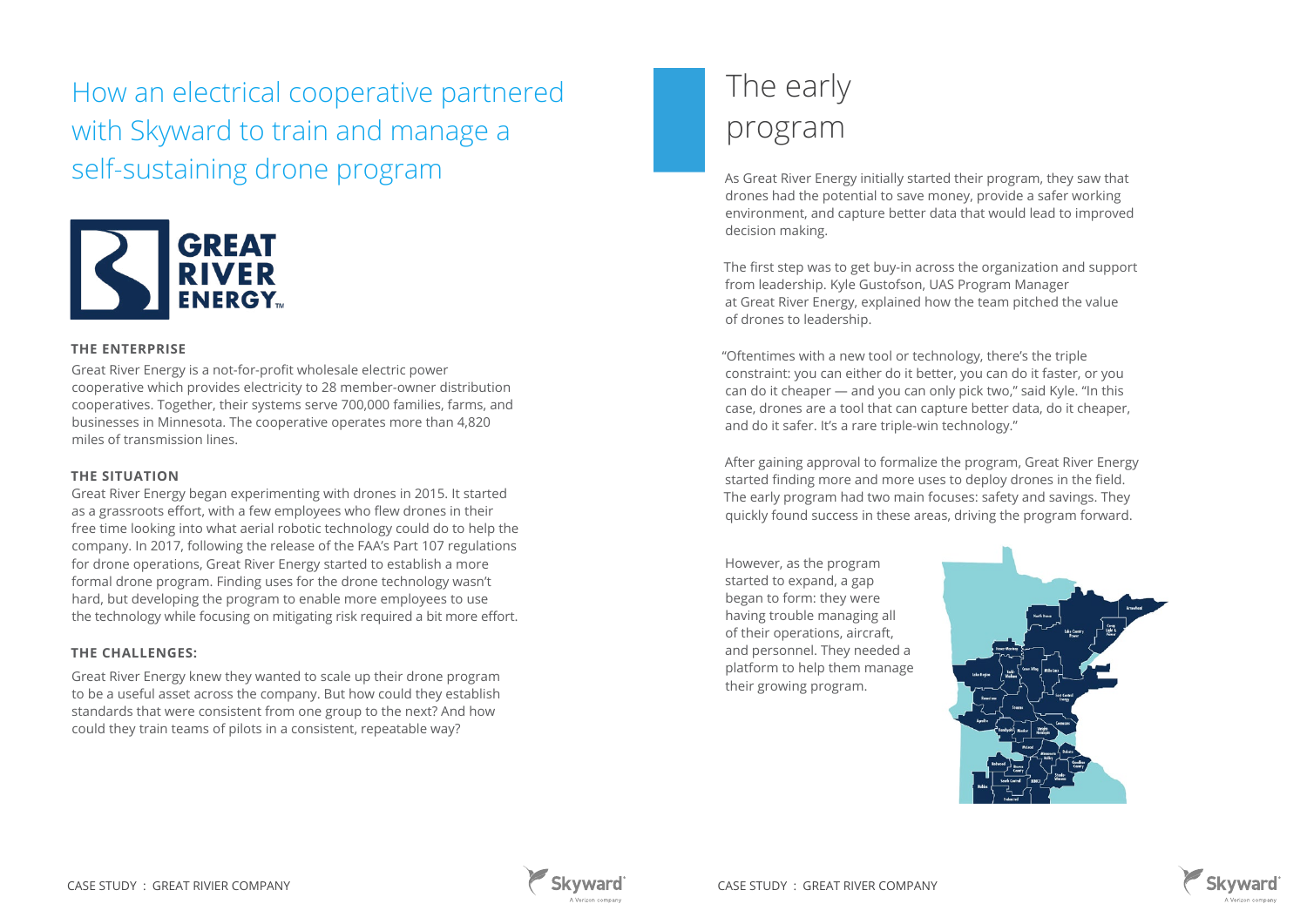# How an electrical cooperative partnered with Skyward to train and manage a self-sustaining drone program

### THE ENTERPRISE

Great River Energy is a not-for-profit wholesale electric power cooperative which provides electricity to 28 member-owner distribution cooperatives. Together, their systems serve 700,000 families, farms, and businesses in Minnesota. The cooperative operates more than 4,820 miles of transmission lines.

### THE SITUATION

Great River Energy began experimenting with drones in 2015. It started as a grassroots effort, with a few employees who flew drones in their free time looking into what aerial robotic technology could do to help the company. In 2017, following the release of the FAA's Part 107 regulations for drone operations, Great River Energy started to establish a more formal drone program. Finding uses for the drone technology wasn't hard, but developing the program to enable more employees to use the technology while focusing on mitigating risk required a bit more effort.

### THE CHALLENGES:

Great River Energy knew they wanted to scale up their drone program to be a useful asset across the company. But how could they establish standards that were consistent from one group to the next? And how could they train teams of pilots in a consistent, repeatable way?

## The early program

As Great River Energy initially started their program, they saw that drones had the potential to save money, provide a safer working environment, and capture better data that would lead to improved decision making.

The first step was to get buy-in across the organization and support from leadership. Kyle Gustofson, UAS Program Manager at Great River Energy, explained how the team pitched the value of drones to leadership.

"Oftentimes with a new tool or technology, there's the triple constraint: you can either do it better, you can do it faster, or you can do it cheaper — and you can only pick two," said Kyle. "In this case, drones are a tool that can capture better data, do it cheaper, and do it safer. It's a rare triple-win technology."

After gaining approval to formalize the program, Great River Energy started finding more and more uses to deploy drones in the field. The early program had two main focuses: safety and savings. They quickly found success in these areas, driving the program forward.

However, as the program started to expand, a gap began to form: they were having trouble managing all of their operations, aircraft, and personnel. They needed a platform to help them manage their growing program.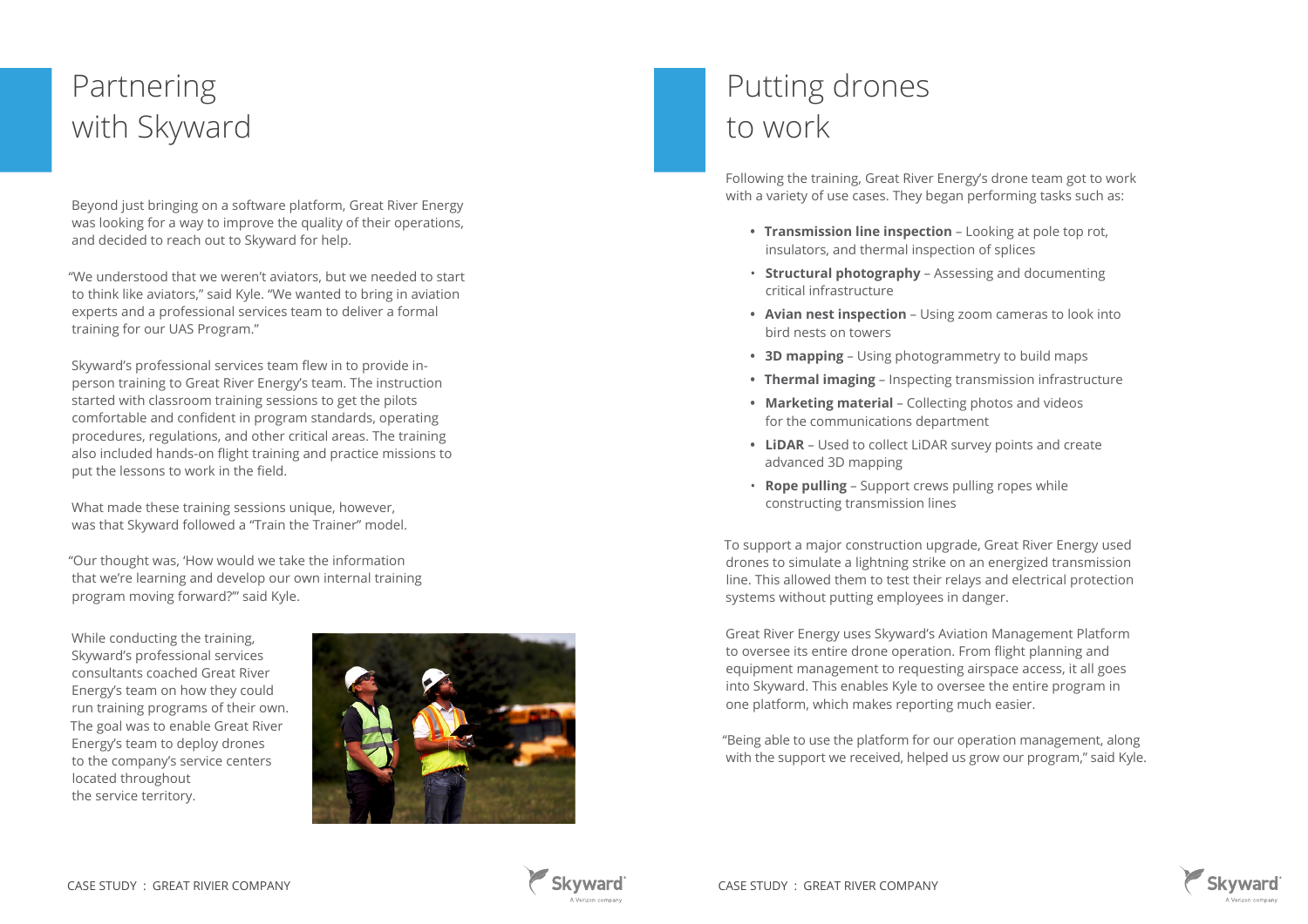# Partnering with Skyward

Beyond just bringing on a software platform, Great River Energy was looking for a way to improve the quality of their operations, and decided to reach out to Skyward for help.

"We understood that we weren't aviators, but we needed to start to think like aviators," said Kyle. "We wanted to bring in aviation experts and a professional services team to deliver a formal training for our UAS Program."

Skyward's professional services team flew in to provide in-person training to Great River Energy's team. The instruction started with classroom training sessions to get the pilots comfortable and confident in program standards, operating procedures, regulations, and other critical areas. The training also included hands-on flight training and practice missions to put the lessons to work in the field.

What made these training sessions unique, however, was that Skyward followed a "Train the Trainer" model.

"Our thought was, 'How would we take the information that we're learning and develop our own internal training program moving forward?'" said Kyle.

While conducting the training, Skyward's professional services consultants coached Great River Energy's team on how they could run training programs of their own. The goal was to enable Great River Energy's team to deploy drones to the company's service centers located throughout the service territory.

# Putting drones to work

Following the training, Great River Energy's drone team got to work with a variety of use cases. They began performing tasks such as:

- **Transmission line inspection** – Looking at pole top rot, insulators, and thermal inspection of splices
- **Structural photography** – Assessing and documenting critical infrastructure
- **Avian nest inspection** – Using zoom cameras to look into bird nests on towers
- **3D mapping** – Using photogrammetry to build maps
- **Thermal imaging** – Inspecting transmission infrastructure
- **Marketing material** – Collecting photos and videos for the communications department
- **LiDAR** – Used to collect LiDAR survey points and create advanced 3D mapping
- **Rope pulling** – Support crews pulling ropes while constructing transmission lines

To support a major construction upgrade, Great River Energy used drones to simulate a lightning strike on an energized transmission line. This allowed them to test their relays and electrical protection systems without putting employees in danger.

Great River Energy uses Skyward's Aviation Management Platform to oversee its entire drone operation. From flight planning and equipment management to requesting airspace access, it all goes into Skyward. This enables Kyle to oversee the entire program in one platform, which makes reporting much easier.

"Being able to use the platform for our operation management, along with the support we received, helped us grow our program," said Kyle.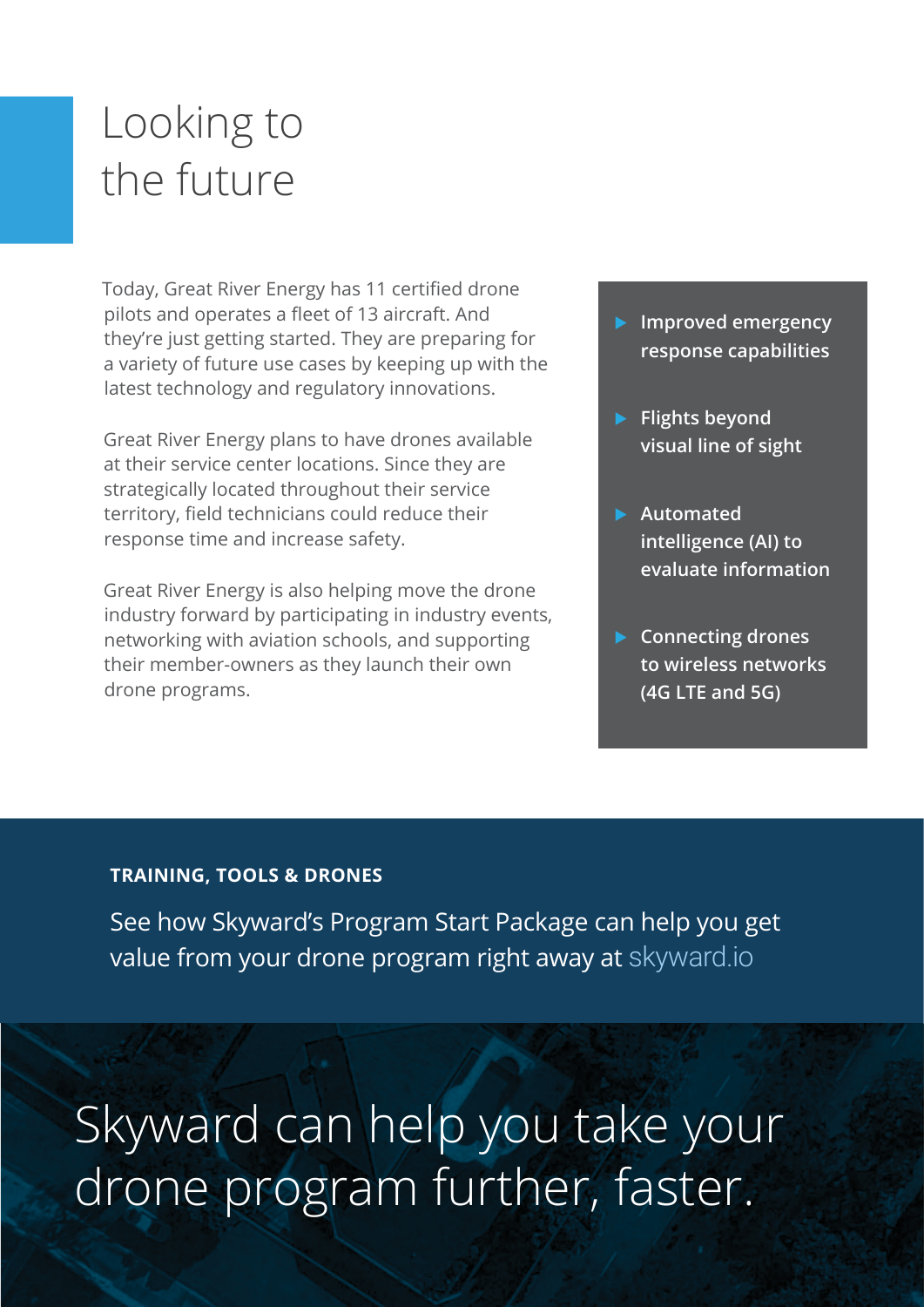# Looking to the future

Today, Great River Energy has 11 certified drone pilots and operates a fleet of 13 aircraft. And they're just getting started. They are preparing for a variety of future use cases by keeping up with the latest technology and regulatory innovations.

Great River Energy plans to have drones available at their service center locations. Since they are strategically located throughout their service territory, field technicians could reduce their response time and increase safety.

Great River Energy is also helping move the drone industry forward by participating in industry events, networking with aviation schools, and supporting their member-owners as they launch their own drone programs.

- **Improved emergency response capabilities**
- **Flights beyond visual line of sight**
- **Automated intelligence (AI) to evaluate information**
- **Connecting drones to wireless networks (4G LTE and 5G)**

**TRAINING, TOOLS & DRONES**

See how Skyward's Program Start Package can help you get value from your drone program right away at skyward.io

## Skyward can help you take your drone program further, faster.